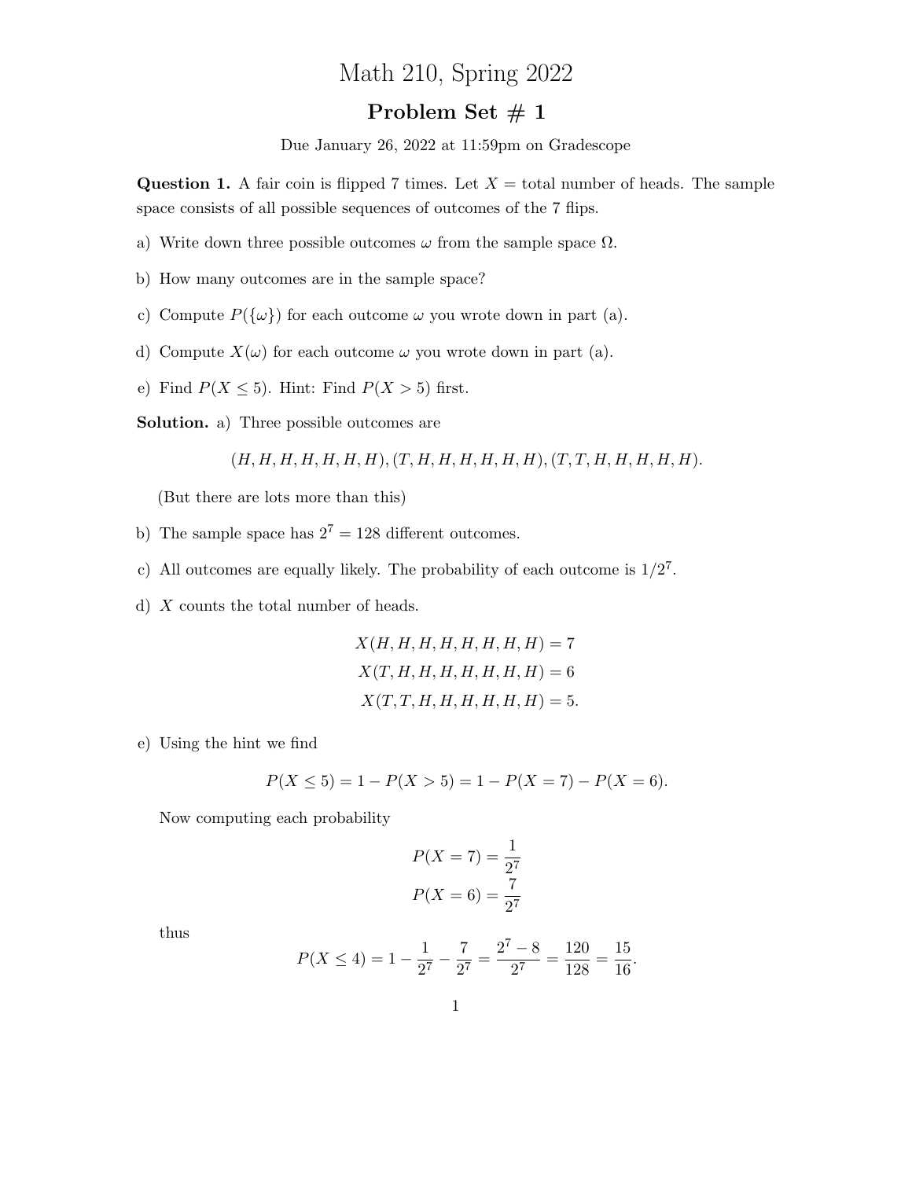# Math 210, Spring 2022

## Problem Set # 1

Due January 26, 2022 at 11:59pm on Gradescope

**Question 1.** A fair coin is flipped 7 times. Let $X$ = total number of heads. The sample space consists of all possible sequences of outcomes of the 7 flips.

a) Write down three possible outcomes $\omega$ from the sample space $\Omega$.

b) How many outcomes are in the sample space?

c) Compute $P(\{\omega\})$ for each outcome $\omega$ you wrote down in part (a).

d) Compute $X(\omega)$ for each outcome $\omega$ you wrote down in part (a).

e) Find $P(X \leq 5)$. Hint: Find $P(X > 5)$ first.

**Solution.** a) Three possible outcomes are

$$(H, H, H, H, H, H, H), (T, H, H, H, H, H, H), (T, T, H, H, H, H, H).$$

(But there are lots more than this)

b) The sample space has $2^7 = 128$ different outcomes.

c) All outcomes are equally likely. The probability of each outcome is $1/2^7$.

d) $X$ counts the total number of heads.

$$X(H, H, H, H, H, H, H, H) = 7$$
$$X(T, H, H, H, H, H, H, H) = 6$$
$$X(T, T, H, H, H, H, H, H) = 5.$$

e) Using the hint we find

$$P(X \leq 5) = 1 - P(X > 5) = 1 - P(X = 7) - P(X = 6).$$

Now computing each probability

$$P(X = 7) = \frac{1}{2^7}$$
$$P(X = 6) = \frac{7}{2^7}$$

thus

$$P(X \leq 4) = 1 - \frac{1}{2^7} - \frac{7}{2^7} = \frac{2^7 - 8}{2^7} = \frac{120}{128} = \frac{15}{16}.$$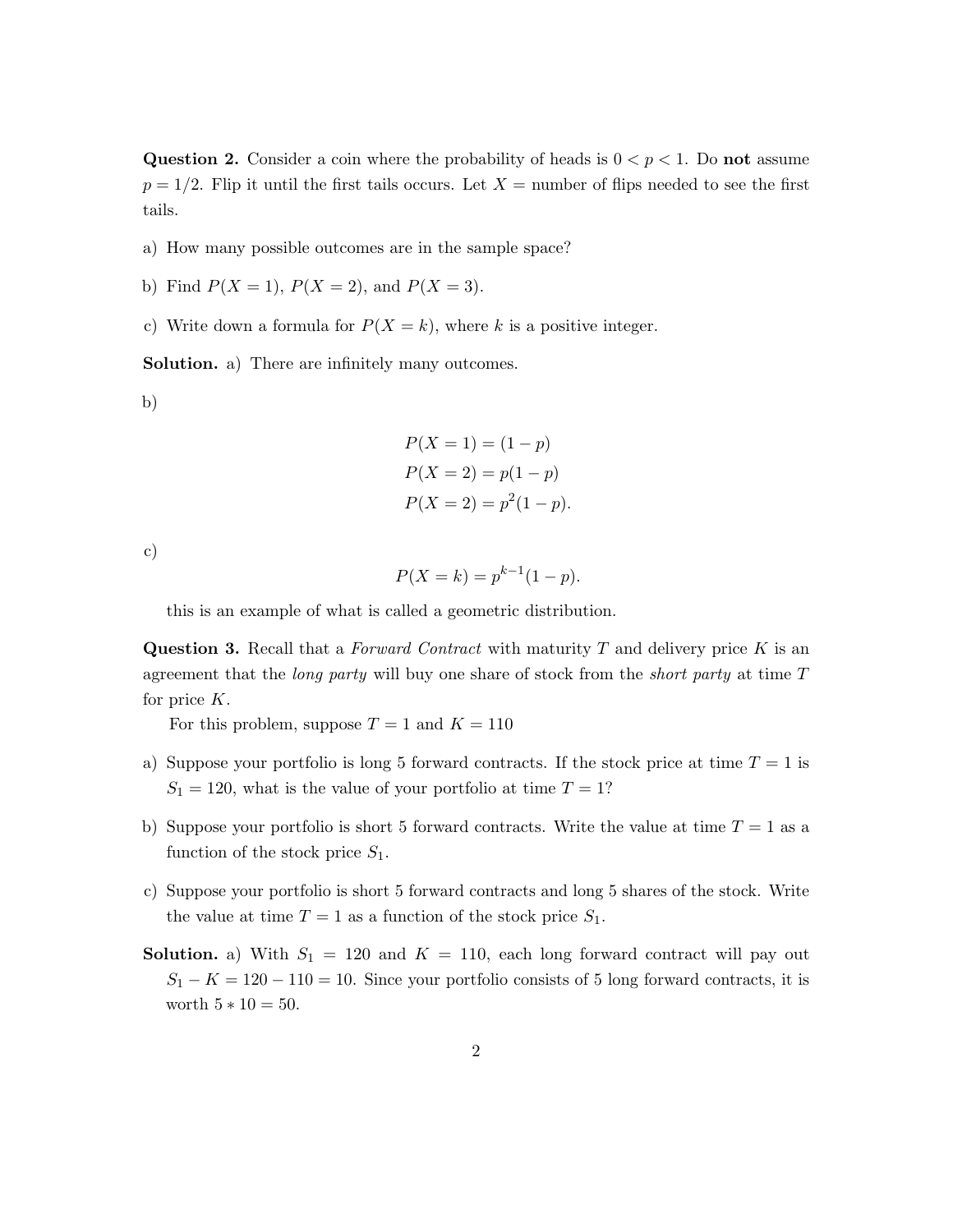**Question 2.** Consider a coin where the probability of heads is $0 < p < 1$. Do **not** assume $p = 1/2$. Flip it until the first tails occurs. Let $X$ = number of flips needed to see the first tails.

a) How many possible outcomes are in the sample space?

b) Find $P(X = 1)$, $P(X = 2)$, and $P(X = 3)$.

c) Write down a formula for $P(X = k)$, where $k$ is a positive integer.

**Solution.** a) There are infinitely many outcomes.

b)

$$
\begin{aligned}
P(X = 1) &= (1 - p) \\
P(X = 2) &= p(1 - p) \\
P(X = 2) &= p^2(1 - p).
\end{aligned}
$$

c)

$$P(X = k) = p^{k-1}(1 - p).$$

this is an example of what is called a geometric distribution.

**Question 3.** Recall that a *Forward Contract* with maturity $T$ and delivery price $K$ is an agreement that the *long party* will buy one share of stock from the *short party* at time $T$ for price $K$.

For this problem, suppose $T = 1$ and $K = 110$

a) Suppose your portfolio is long 5 forward contracts. If the stock price at time $T = 1$ is $S_1 = 120$, what is the value of your portfolio at time $T = 1$?

b) Suppose your portfolio is short 5 forward contracts. Write the value at time $T = 1$ as a function of the stock price $S_1$.

c) Suppose your portfolio is short 5 forward contracts and long 5 shares of the stock. Write the value at time $T = 1$ as a function of the stock price $S_1$.

**Solution.** a) With $S_1 = 120$ and $K = 110$, each long forward contract will pay out $S_1 - K = 120 - 110 = 10$. Since your portfolio consists of 5 long forward contracts, it is worth $5 * 10 = 50$.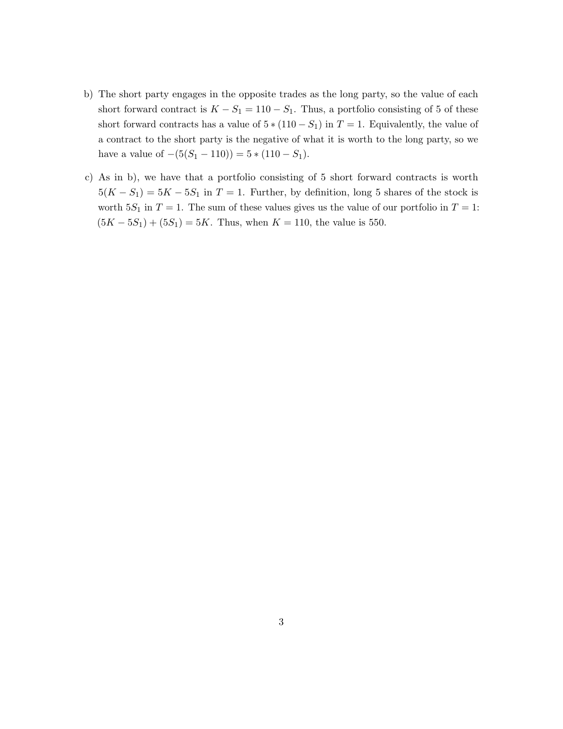b) The short party engages in the opposite trades as the long party, so the value of each short forward contract is $K - S_1 = 110 - S_1$. Thus, a portfolio consisting of 5 of these short forward contracts has a value of $5 * (110 - S_1)$ in $T = 1$. Equivalently, the value of a contract to the short party is the negative of what it is worth to the long party, so we have a value of $-(5(S_1 - 110)) = 5 * (110 - S_1)$.

c) As in b), we have that a portfolio consisting of 5 short forward contracts is worth $5(K - S_1) = 5K - 5S_1$ in $T = 1$. Further, by definition, long 5 shares of the stock is worth $5S_1$ in $T = 1$. The sum of these values gives us the value of our portfolio in $T = 1$: $(5K - 5S_1) + (5S_1) = 5K$. Thus, when $K = 110$, the value is 550.